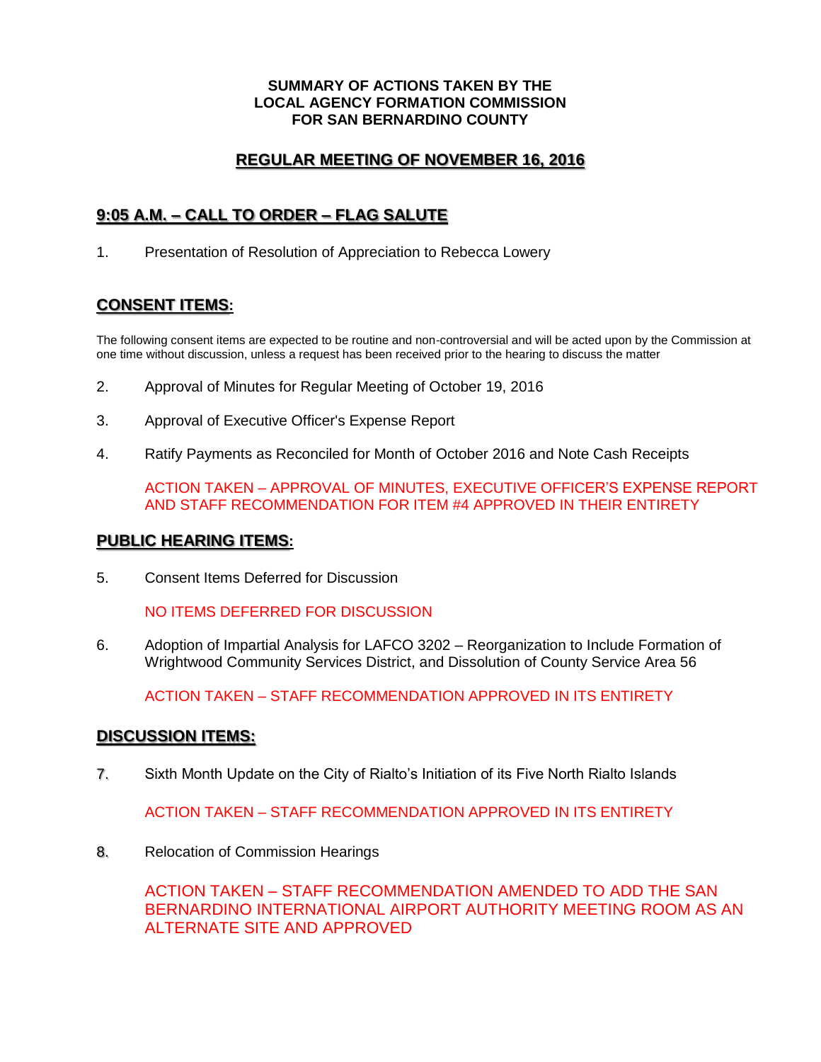**SUMMARY OF ACTIONS TAKEN BY THE**
**LOCAL AGENCY FORMATION COMMISSION**
**FOR SAN BERNARDINO COUNTY**

## REGULAR MEETING OF NOVEMBER 16, 2016

## 9:05 A.M. – CALL TO ORDER – FLAG SALUTE

1. Presentation of Resolution of Appreciation to Rebecca Lowery

## CONSENT ITEMS:

The following consent items are expected to be routine and non-controversial and will be acted upon by the Commission at one time without discussion, unless a request has been received prior to the hearing to discuss the matter

2. Approval of Minutes for Regular Meeting of October 19, 2016

3. Approval of Executive Officer's Expense Report

4. Ratify Payments as Reconciled for Month of October 2016 and Note Cash Receipts

   ACTION TAKEN – APPROVAL OF MINUTES, EXECUTIVE OFFICER'S EXPENSE REPORT AND STAFF RECOMMENDATION FOR ITEM #4 APPROVED IN THEIR ENTIRETY

## PUBLIC HEARING ITEMS:

5. Consent Items Deferred for Discussion

   NO ITEMS DEFERRED FOR DISCUSSION

6. Adoption of Impartial Analysis for LAFCO 3202 – Reorganization to Include Formation of Wrightwood Community Services District, and Dissolution of County Service Area 56

   ACTION TAKEN – STAFF RECOMMENDATION APPROVED IN ITS ENTIRETY

## DISCUSSION ITEMS:

7. Sixth Month Update on the City of Rialto's Initiation of its Five North Rialto Islands

   ACTION TAKEN – STAFF RECOMMENDATION APPROVED IN ITS ENTIRETY

8. Relocation of Commission Hearings

   ACTION TAKEN – STAFF RECOMMENDATION AMENDED TO ADD THE SAN BERNARDINO INTERNATIONAL AIRPORT AUTHORITY MEETING ROOM AS AN ALTERNATE SITE AND APPROVED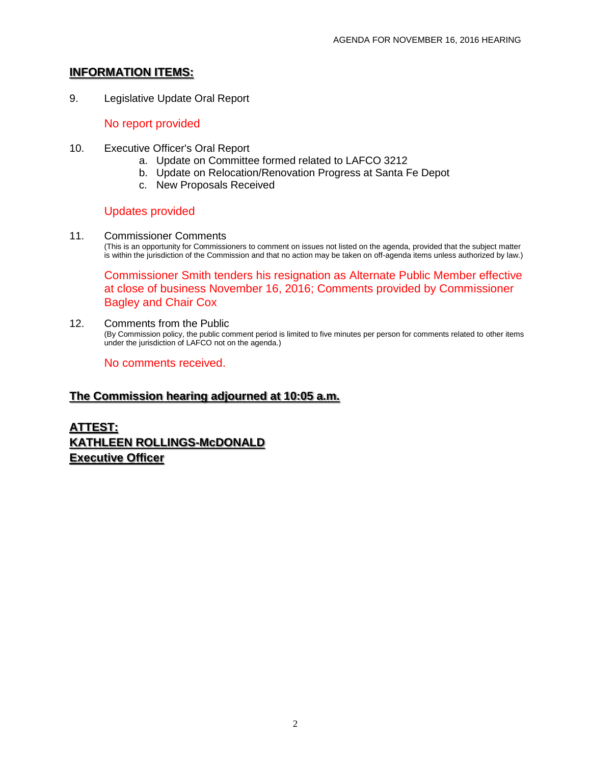## INFORMATION ITEMS:

9. Legislative Update Oral Report

   No report provided

10. Executive Officer's Oral Report
    a. Update on Committee formed related to LAFCO 3212
    b. Update on Relocation/Renovation Progress at Santa Fe Depot
    c. New Proposals Received

    Updates provided

11. Commissioner Comments
    (This is an opportunity for Commissioners to comment on issues not listed on the agenda, provided that the subject matter is within the jurisdiction of the Commission and that no action may be taken on off-agenda items unless authorized by law.)

    Commissioner Smith tenders his resignation as Alternate Public Member effective at close of business November 16, 2016; Comments provided by Commissioner Bagley and Chair Cox

12. Comments from the Public
    (By Commission policy, the public comment period is limited to five minutes per person for comments related to other items under the jurisdiction of LAFCO not on the agenda.)

    No comments received.

**The Commission hearing adjourned at 10:05 a.m.**

**ATTEST:**
**KATHLEEN ROLLINGS-McDONALD**
**Executive Officer**